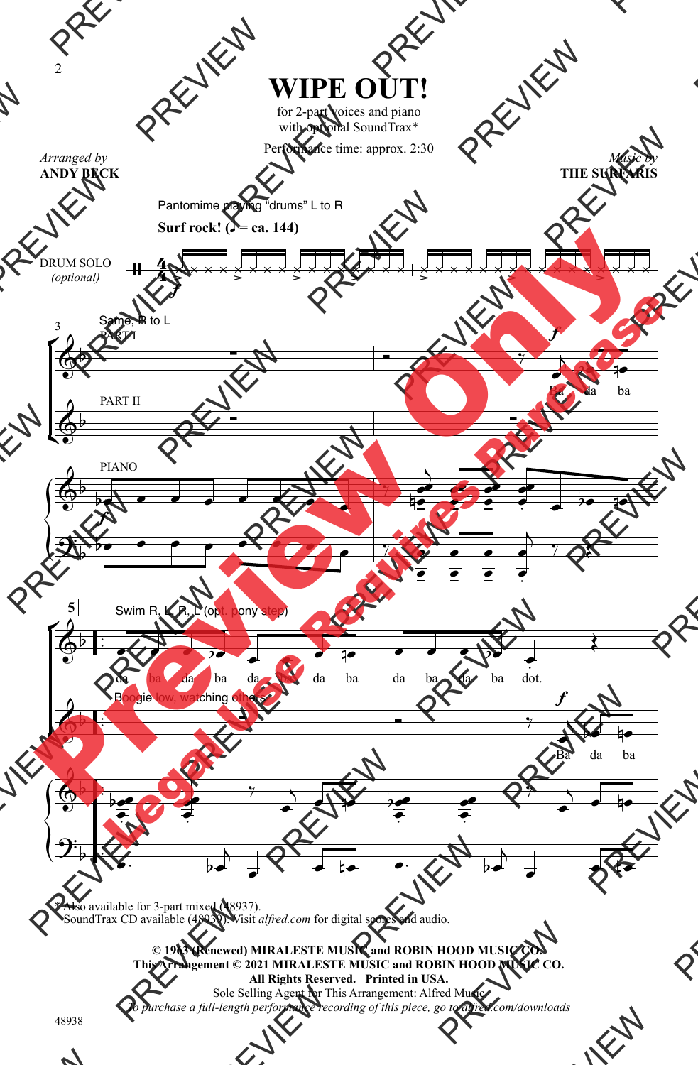# WIPE OUT!

for 2-part voices and piano
with optional SoundTrax*

Performance time: approx. 2:30

*Arranged by*
**ANDY BECK**

*Music by*
**THE SURFARIS**

Pantomime playing "drums" L to R

**Surf rock! (♩ = ca. 144)**

DRUM SOLO
*(optional)*

Same, R to L

PART I

PART II

PIANO

Ba da ba

Swim R, L, R, L (opt. pony step)

da ba da ba da ba da ba da ba da ba dot.

Boogie low, watching others

Ba da ba

\* Also available for 3-part mixed (48937).
SoundTrax CD available (48939). Visit *alfred.com* for digital scores and audio.

**© 1963 (Renewed) MIRALESTE MUSIC and ROBIN HOOD MUSIC CO.**
**This Arrangement © 2021 MIRALESTE MUSIC and ROBIN HOOD MUSIC CO.**
**All Rights Reserved. Printed in USA.**
Sole Selling Agent for This Arrangement: Alfred Music
*To purchase a full-length performance recording of this piece, go to alfred.com/downloads*

48938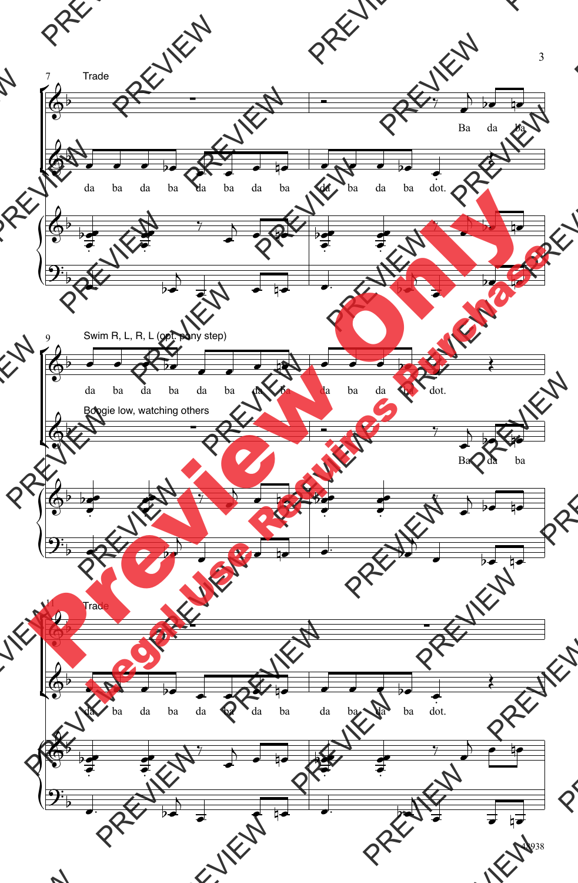7 Trade

Ba da ba

da ba da ba da ba da ba da ba da ba dot.

9 Swim R, L, R, L (opt. pony step)

da ba da ba da ba da ba da ba da ba dot.

Boogie low, watching others

Ba da ba

11 Trade

da ba da ba da ba da ba da ba da ba dot.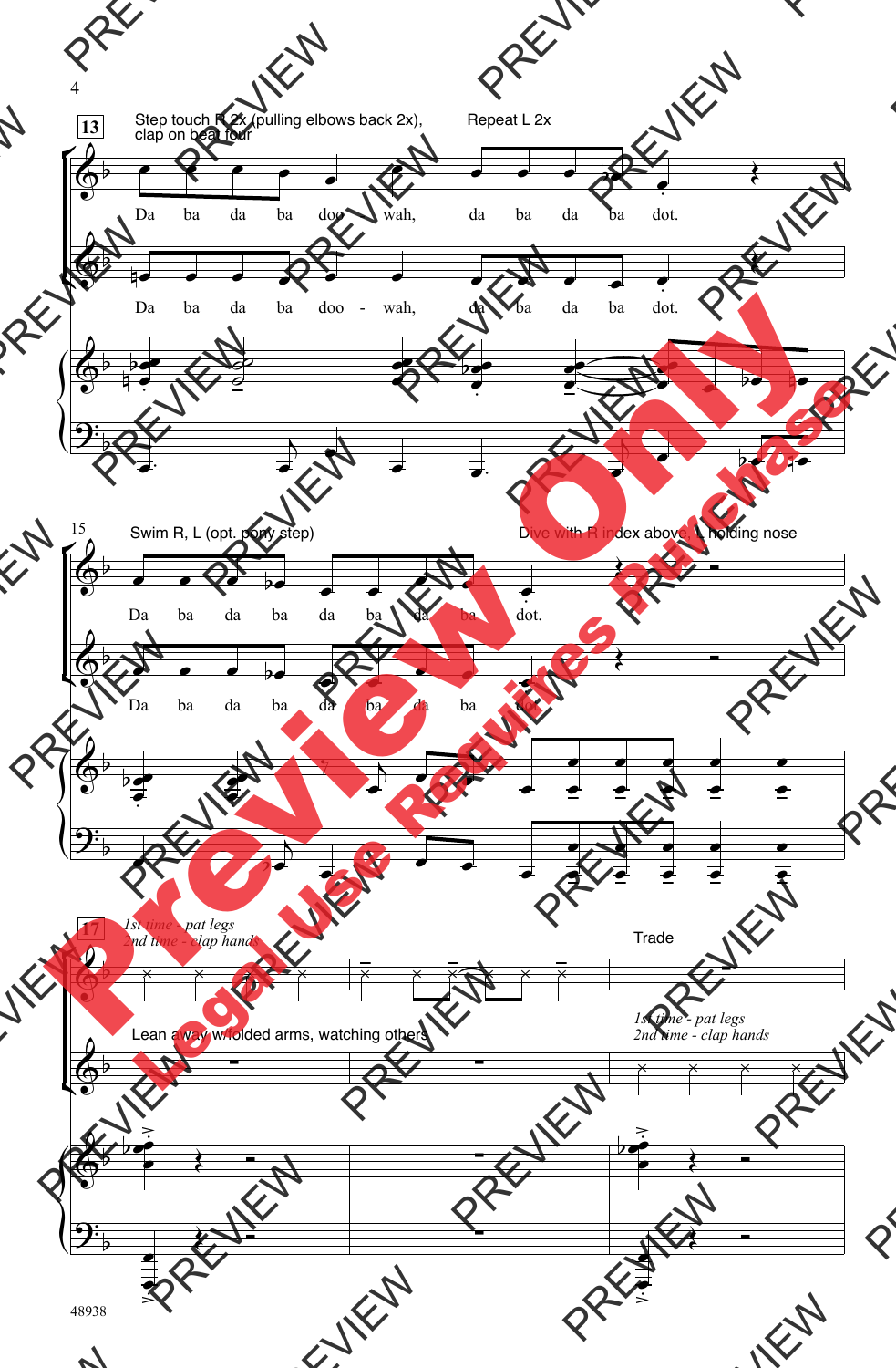13

Step touch R 2x (pulling elbows back 2x), clap on beat four

Repeat L 2x

Da ba da ba doo wah, da ba da ba dot.

Da ba da ba doo - wah, da ba da ba dot.

15

Swim R, L (opt. pony step)

Dive with R index above, L holding nose

Da ba da ba da ba da ba dot.

Da ba da ba da ba da ba dot.

17

*1st time - pat legs*
*2nd time - clap hands*

Trade

Lean away w/folded arms, watching others

*1st time - pat legs*
*2nd time - clap hands*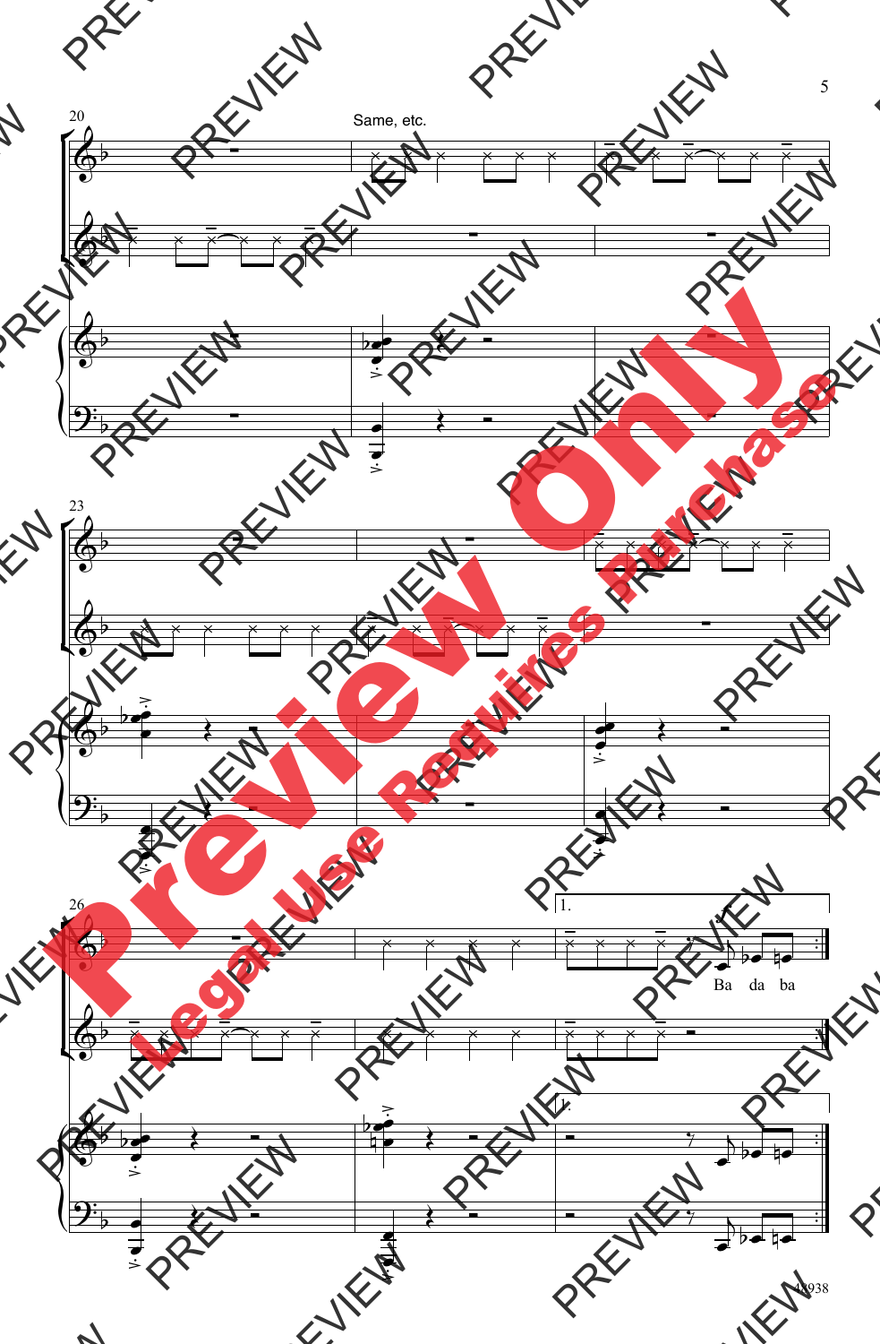Same, etc.

1.

Ba da ba

1.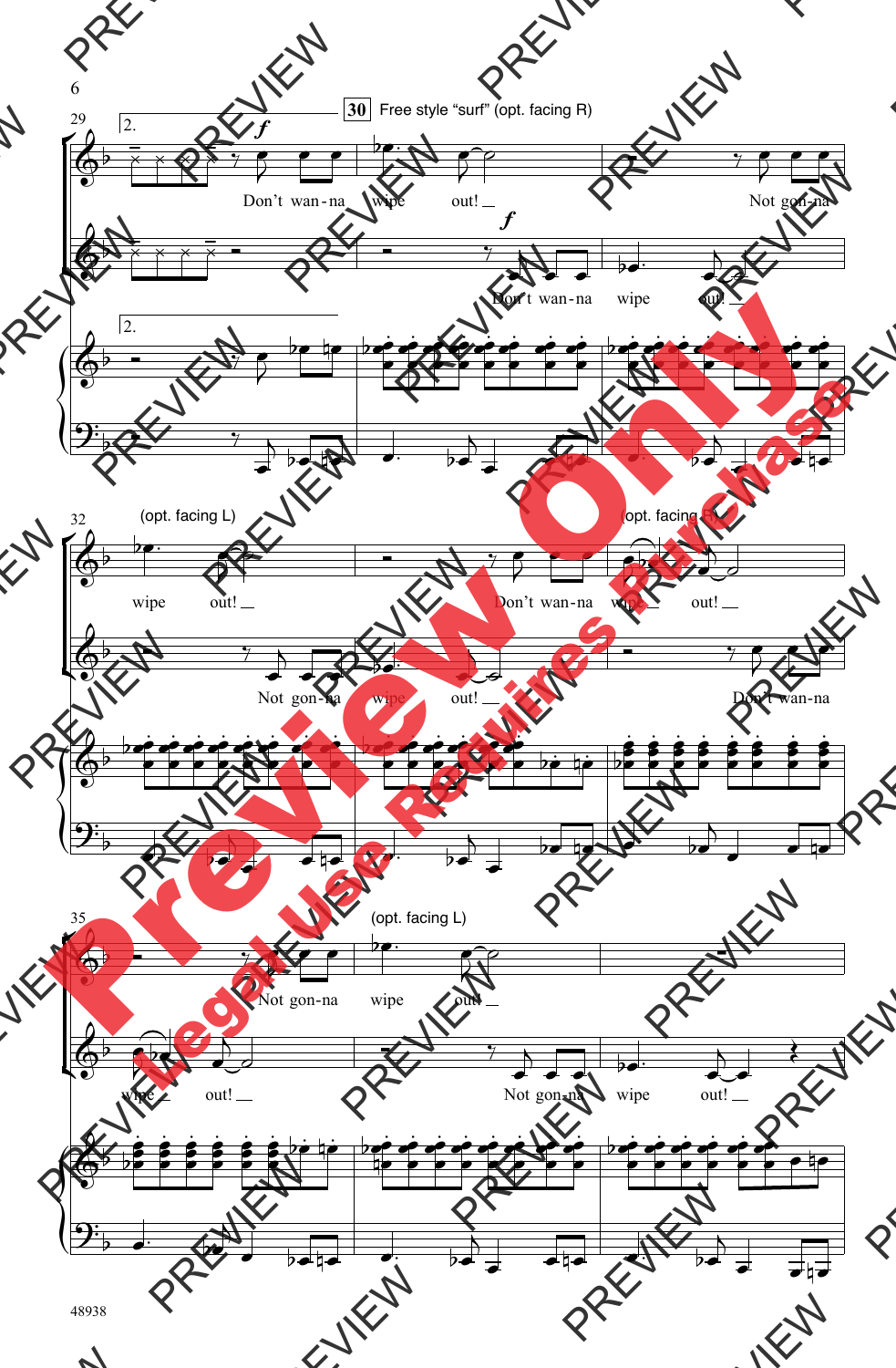29

2.

30 Free style "surf" (opt. facing R)

*f*

Don't wan-na wipe out!

*f*

Don't wan-na wipe out!

Not gon-na

2.

32 (opt. facing L)

wipe out!

Not gon-na wipe out!

Don't wan-na

(opt. facing R)

wipe out!

Don't wan-na

35 (opt. facing L)

Not gon-na wipe out!

wipe out!

Not gon-na wipe out!

48938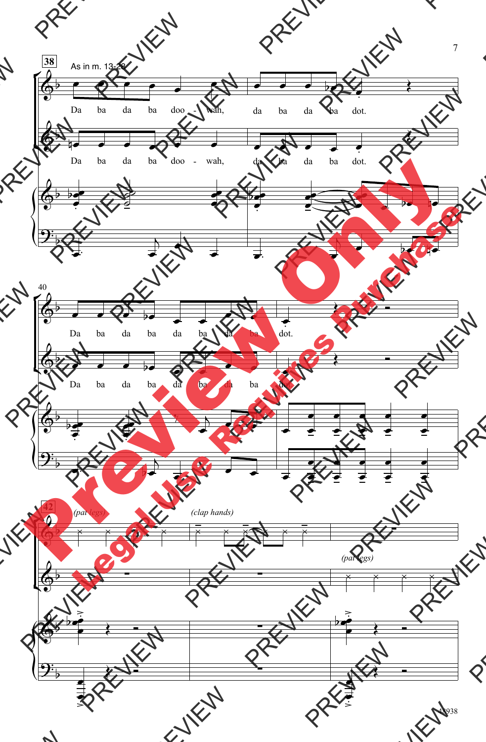38

As in m. 13-28

Da ba da ba doo - wah, da ba da ba dot.

Da ba da ba doo - wah, da ba da ba dot.

40

Da ba da ba da ba da ba dot.

Da ba da ba da ba da ba dot.

42

*(pat legs)* *(clap hands)*

*(pat legs)*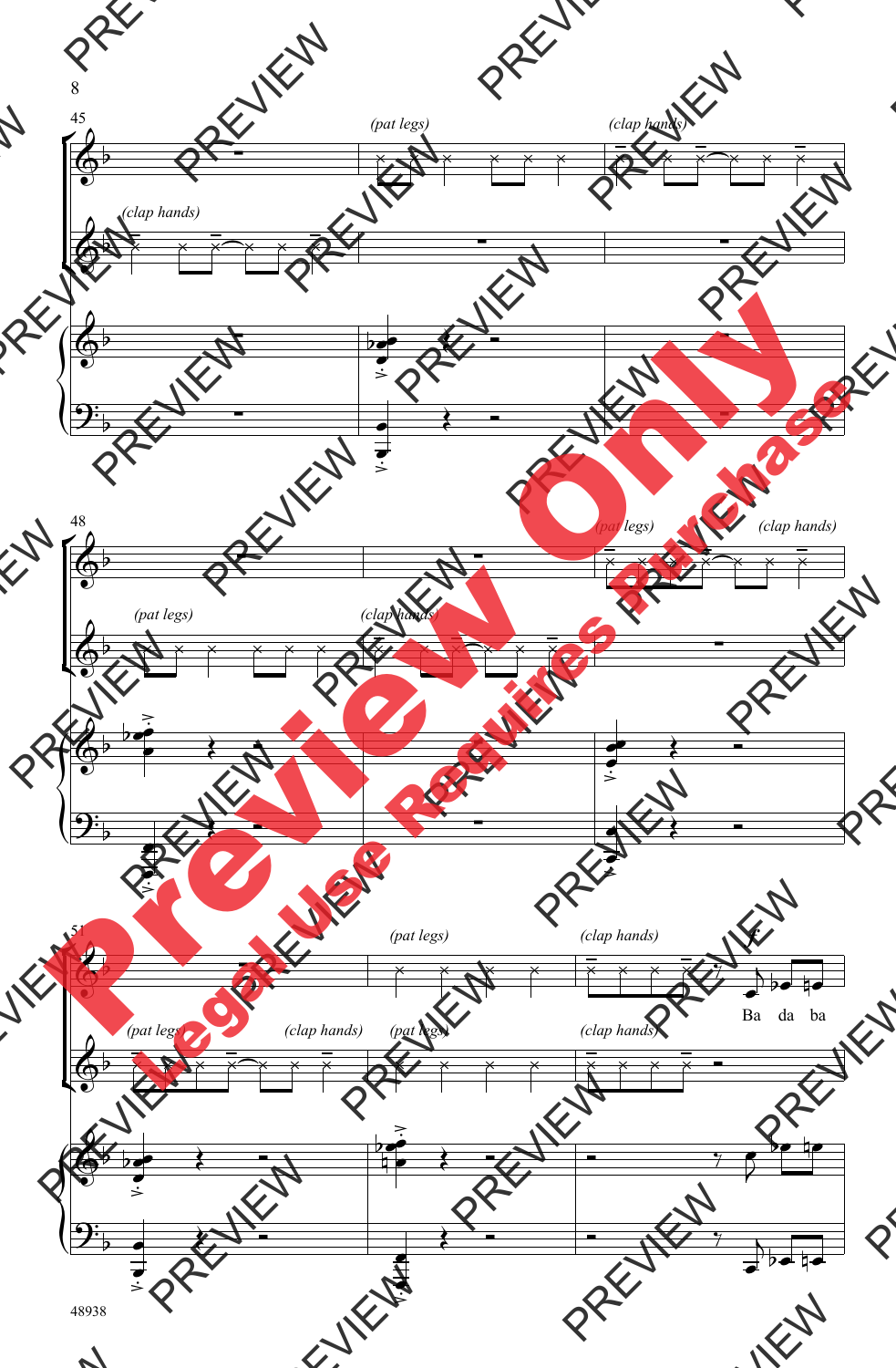45

*(pat legs)*

*(clap hands)*

*(clap hands)*

48

*(pat legs)*

*(clap hands)*

*(pat legs)*

*(clap hands)*

51

*(pat legs)*

*(clap hands)*

*(pat legs)*

*(clap hands)*

*(pat legs)*

*(clap hands)*

*f*

Ba da ba

Preview Only

Legal Use Requires Purchase

48938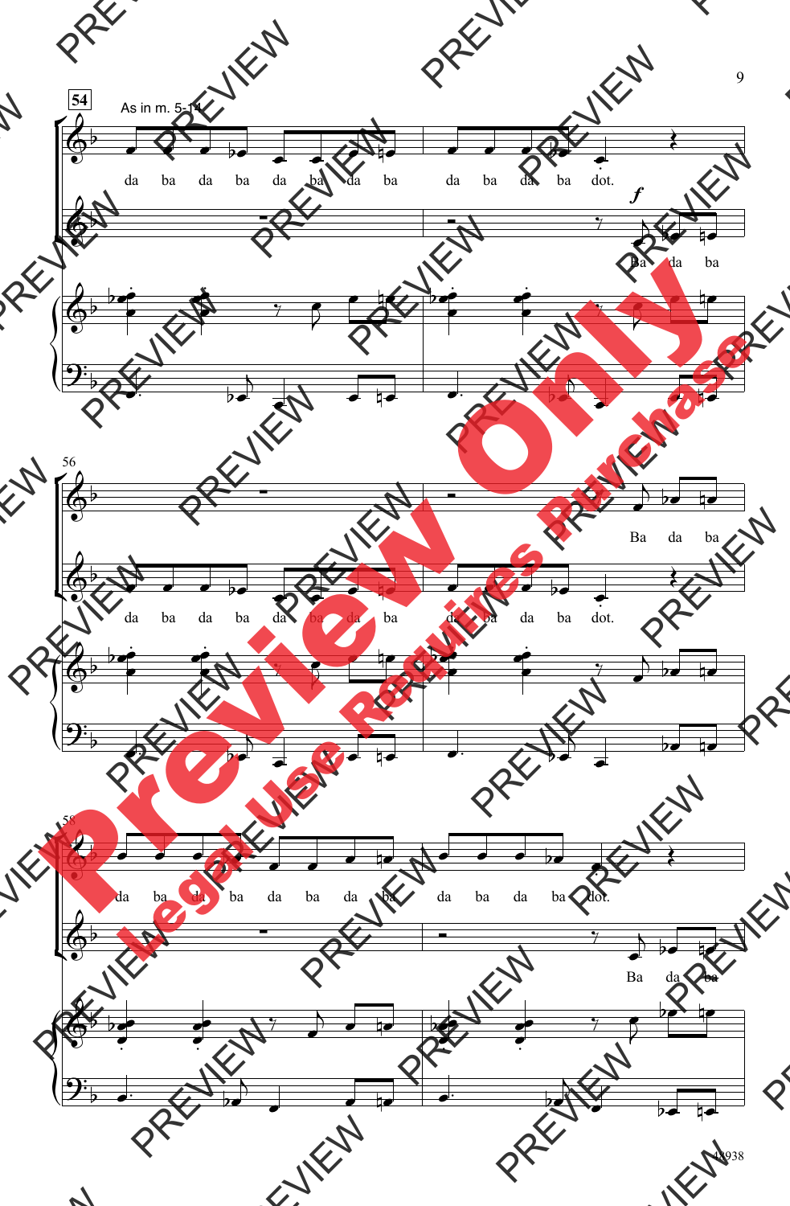54

As in m. 5-14

da ba da ba da ba da ba da ba da ba dot.

*f*

Ba da ba

56

Ba da ba

da ba da ba da ba da ba da ba da ba dot.

58

da ba da ba da ba da ba da ba da ba dot.

Ba da ba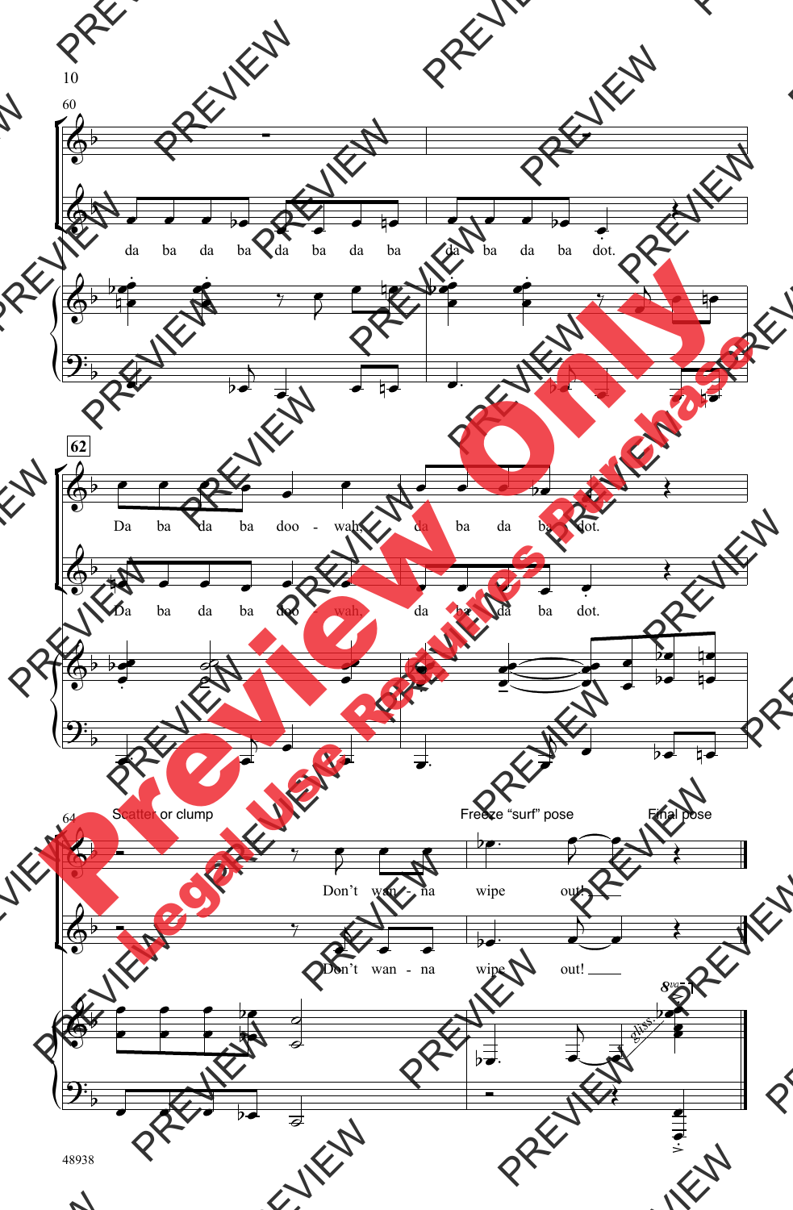60

da ba da ba da ba da ba da ba da ba dot.

62

Da ba da ba doo - wah, da ba da ba dot.

Da ba da ba doo - wah, da ba da ba dot.

64

Scatter or clump

Freeze "surf" pose

Final pose

Don't wan - na wipe out!

Don't wan - na wipe out!

gliss.

48938